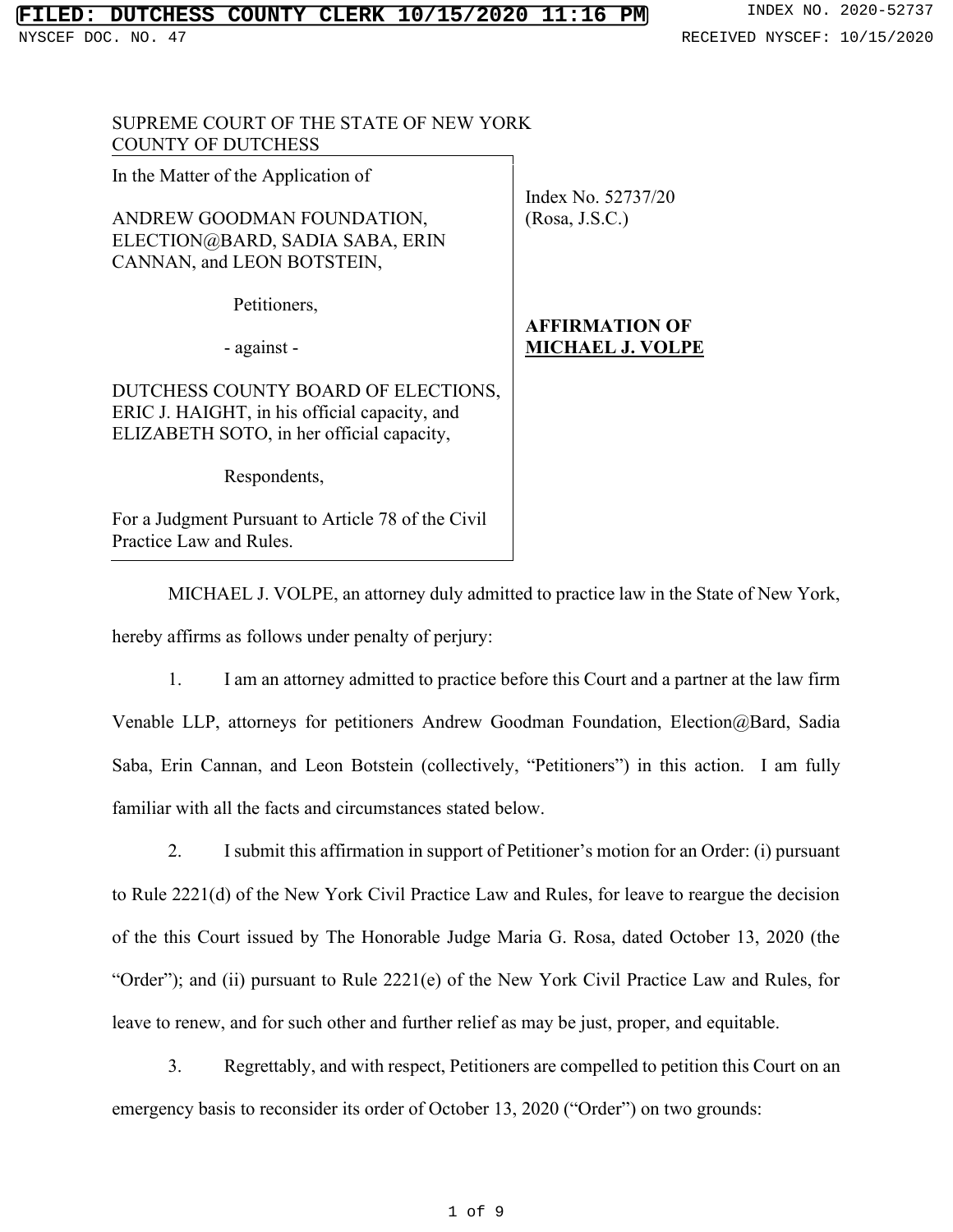SUPREME COURT OF THE STATE OF NEW YORK
COUNTY OF DUTCHESS

| In the Matter of the Application of<br><br>ANDREW GOODMAN FOUNDATION, ELECTION@BARD, SADIA SABA, ERIN CANNAN, and LEON BOTSTEIN,<br><br>Petitioners,<br><br>- against -<br><br>DUTCHESS COUNTY BOARD OF ELECTIONS, ERIC J. HAIGHT, in his official capacity, and ELIZABETH SOTO, in her official capacity,<br><br>Respondents,<br><br>For a Judgment Pursuant to Article 78 of the Civil Practice Law and Rules. | Index No. 52737/20<br>(Rosa, J.S.C.)<br><br>**AFFIRMATION OF MICHAEL J. VOLPE** |
|---|---|

MICHAEL J. VOLPE, an attorney duly admitted to practice law in the State of New York, hereby affirms as follows under penalty of perjury:

1. I am an attorney admitted to practice before this Court and a partner at the law firm Venable LLP, attorneys for petitioners Andrew Goodman Foundation, Election@Bard, Sadia Saba, Erin Cannan, and Leon Botstein (collectively, "Petitioners") in this action. I am fully familiar with all the facts and circumstances stated below.

2. I submit this affirmation in support of Petitioner's motion for an Order: (i) pursuant to Rule 2221(d) of the New York Civil Practice Law and Rules, for leave to reargue the decision of the this Court issued by The Honorable Judge Maria G. Rosa, dated October 13, 2020 (the "Order"); and (ii) pursuant to Rule 2221(e) of the New York Civil Practice Law and Rules, for leave to renew, and for such other and further relief as may be just, proper, and equitable.

3. Regrettably, and with respect, Petitioners are compelled to petition this Court on an emergency basis to reconsider its order of October 13, 2020 ("Order") on two grounds: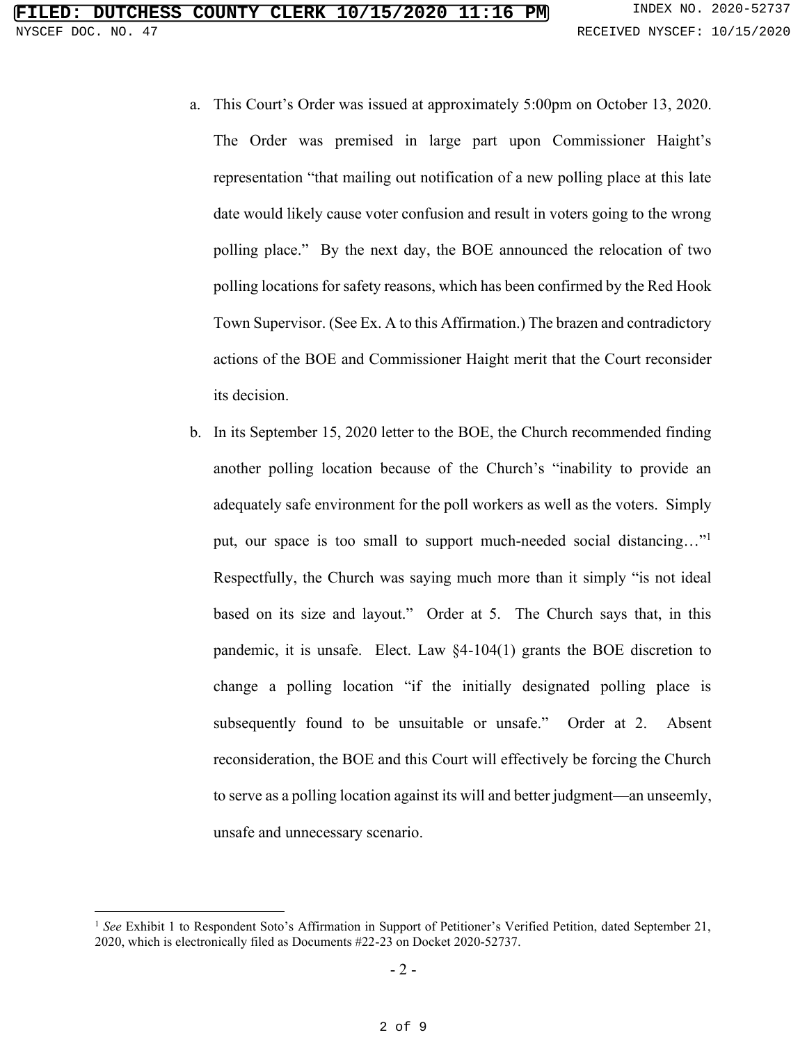a. This Court's Order was issued at approximately 5:00pm on October 13, 2020. The Order was premised in large part upon Commissioner Haight's representation "that mailing out notification of a new polling place at this late date would likely cause voter confusion and result in voters going to the wrong polling place." By the next day, the BOE announced the relocation of two polling locations for safety reasons, which has been confirmed by the Red Hook Town Supervisor. (See Ex. A to this Affirmation.) The brazen and contradictory actions of the BOE and Commissioner Haight merit that the Court reconsider its decision.

b. In its September 15, 2020 letter to the BOE, the Church recommended finding another polling location because of the Church's "inability to provide an adequately safe environment for the poll workers as well as the voters. Simply put, our space is too small to support much-needed social distancing…"[1] Respectfully, the Church was saying much more than it simply "is not ideal based on its size and layout." Order at 5. The Church says that, in this pandemic, it is unsafe. Elect. Law §4-104(1) grants the BOE discretion to change a polling location "if the initially designated polling place is subsequently found to be unsuitable or unsafe." Order at 2. Absent reconsideration, the BOE and this Court will effectively be forcing the Church to serve as a polling location against its will and better judgment—an unseemly, unsafe and unnecessary scenario.

---

[1] *See* Exhibit 1 to Respondent Soto's Affirmation in Support of Petitioner's Verified Petition, dated September 21, 2020, which is electronically filed as Documents #22-23 on Docket 2020-52737.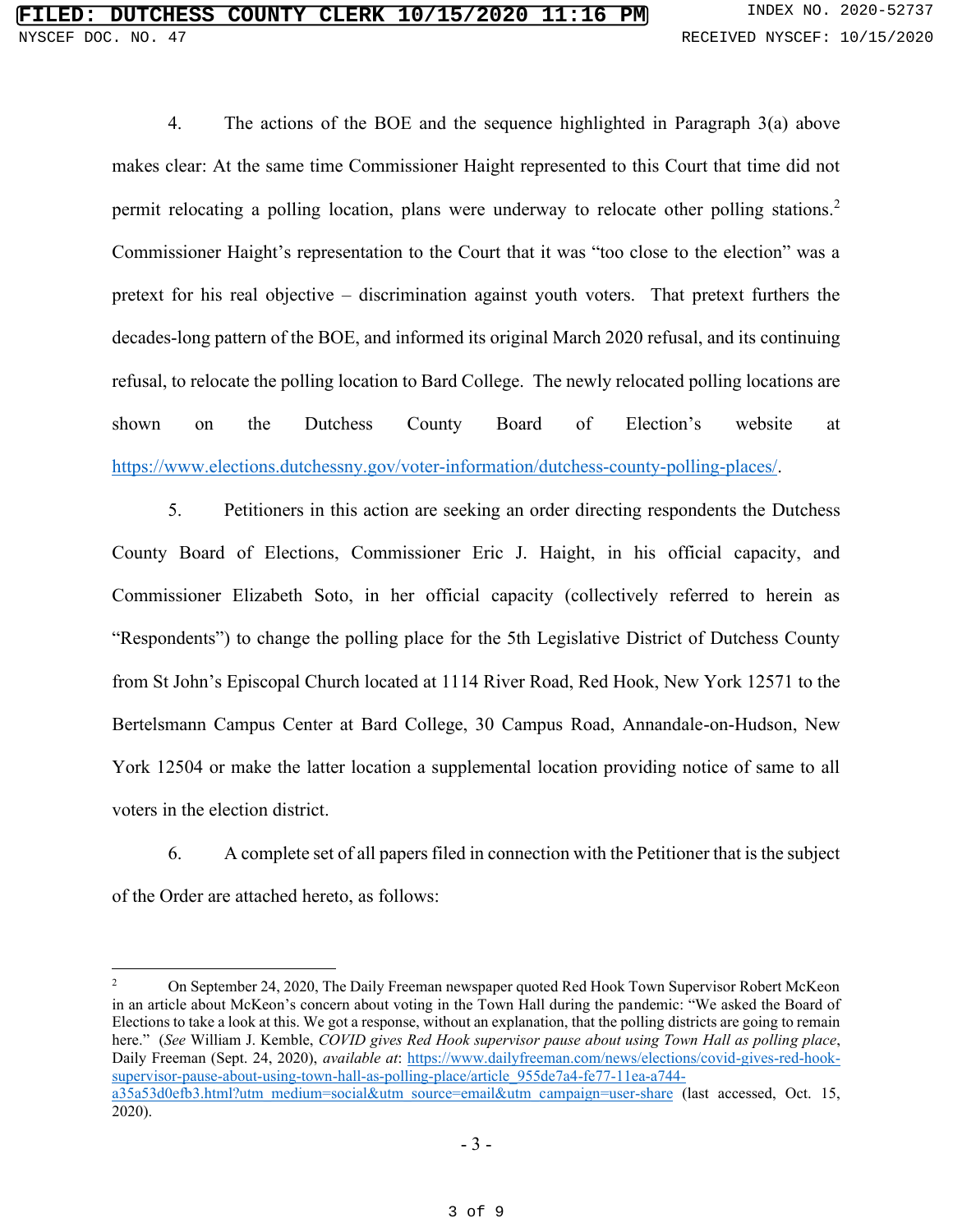4. The actions of the BOE and the sequence highlighted in Paragraph 3(a) above makes clear: At the same time Commissioner Haight represented to this Court that time did not permit relocating a polling location, plans were underway to relocate other polling stations.[2] Commissioner Haight's representation to the Court that it was "too close to the election" was a pretext for his real objective – discrimination against youth voters. That pretext furthers the decades-long pattern of the BOE, and informed its original March 2020 refusal, and its continuing refusal, to relocate the polling location to Bard College. The newly relocated polling locations are shown on the Dutchess County Board of Election's website at https://www.elections.dutchessny.gov/voter-information/dutchess-county-polling-places/.

5. Petitioners in this action are seeking an order directing respondents the Dutchess County Board of Elections, Commissioner Eric J. Haight, in his official capacity, and Commissioner Elizabeth Soto, in her official capacity (collectively referred to herein as "Respondents") to change the polling place for the 5th Legislative District of Dutchess County from St John's Episcopal Church located at 1114 River Road, Red Hook, New York 12571 to the Bertelsmann Campus Center at Bard College, 30 Campus Road, Annandale-on-Hudson, New York 12504 or make the latter location a supplemental location providing notice of same to all voters in the election district.

6. A complete set of all papers filed in connection with the Petitioner that is the subject of the Order are attached hereto, as follows:

---

[2] On September 24, 2020, The Daily Freeman newspaper quoted Red Hook Town Supervisor Robert McKeon in an article about McKeon's concern about voting in the Town Hall during the pandemic: "We asked the Board of Elections to take a look at this. We got a response, without an explanation, that the polling districts are going to remain here." (*See* William J. Kemble, *COVID gives Red Hook supervisor pause about using Town Hall as polling place*, Daily Freeman (Sept. 24, 2020), *available at*: https://www.dailyfreeman.com/news/elections/covid-gives-red-hook-supervisor-pause-about-using-town-hall-as-polling-place/article_955de7a4-fe77-11ea-a744-a35a53d0efb3.html?utm_medium=social&utm_source=email&utm_campaign=user-share (last accessed, Oct. 15, 2020).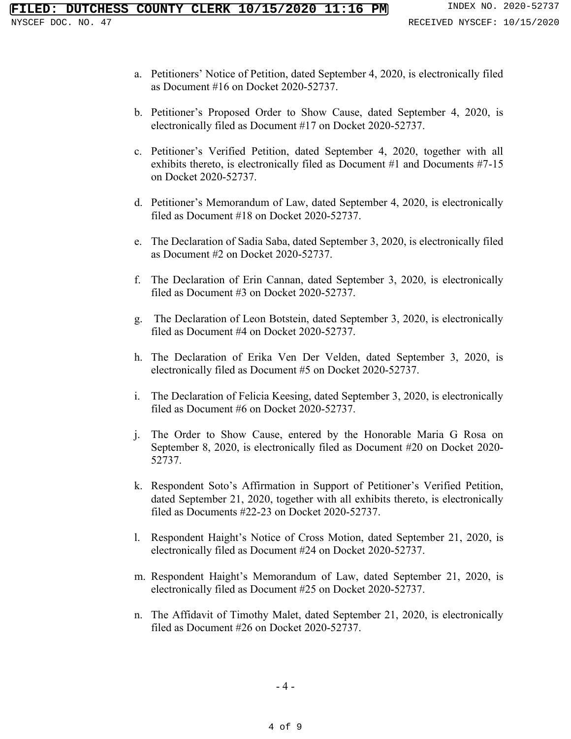a. Petitioners' Notice of Petition, dated September 4, 2020, is electronically filed as Document #16 on Docket 2020-52737.

b. Petitioner's Proposed Order to Show Cause, dated September 4, 2020, is electronically filed as Document #17 on Docket 2020-52737.

c. Petitioner's Verified Petition, dated September 4, 2020, together with all exhibits thereto, is electronically filed as Document #1 and Documents #7-15 on Docket 2020-52737.

d. Petitioner's Memorandum of Law, dated September 4, 2020, is electronically filed as Document #18 on Docket 2020-52737.

e. The Declaration of Sadia Saba, dated September 3, 2020, is electronically filed as Document #2 on Docket 2020-52737.

f. The Declaration of Erin Cannan, dated September 3, 2020, is electronically filed as Document #3 on Docket 2020-52737.

g. The Declaration of Leon Botstein, dated September 3, 2020, is electronically filed as Document #4 on Docket 2020-52737.

h. The Declaration of Erika Ven Der Velden, dated September 3, 2020, is electronically filed as Document #5 on Docket 2020-52737.

i. The Declaration of Felicia Keesing, dated September 3, 2020, is electronically filed as Document #6 on Docket 2020-52737.

j. The Order to Show Cause, entered by the Honorable Maria G Rosa on September 8, 2020, is electronically filed as Document #20 on Docket 2020-52737.

k. Respondent Soto's Affirmation in Support of Petitioner's Verified Petition, dated September 21, 2020, together with all exhibits thereto, is electronically filed as Documents #22-23 on Docket 2020-52737.

l. Respondent Haight's Notice of Cross Motion, dated September 21, 2020, is electronically filed as Document #24 on Docket 2020-52737.

m. Respondent Haight's Memorandum of Law, dated September 21, 2020, is electronically filed as Document #25 on Docket 2020-52737.

n. The Affidavit of Timothy Malet, dated September 21, 2020, is electronically filed as Document #26 on Docket 2020-52737.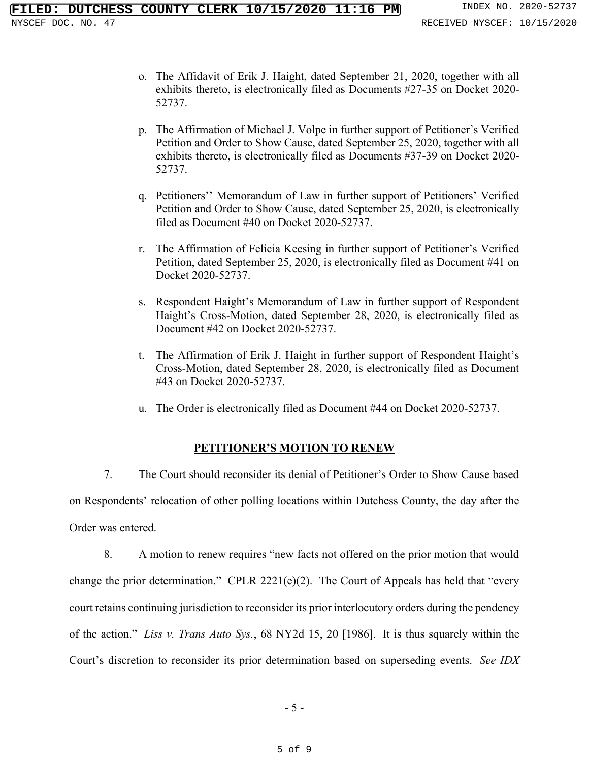o. The Affidavit of Erik J. Haight, dated September 21, 2020, together with all exhibits thereto, is electronically filed as Documents #27-35 on Docket 2020-52737.

p. The Affirmation of Michael J. Volpe in further support of Petitioner's Verified Petition and Order to Show Cause, dated September 25, 2020, together with all exhibits thereto, is electronically filed as Documents #37-39 on Docket 2020-52737.

q. Petitioners'' Memorandum of Law in further support of Petitioners' Verified Petition and Order to Show Cause, dated September 25, 2020, is electronically filed as Document #40 on Docket 2020-52737.

r. The Affirmation of Felicia Keesing in further support of Petitioner's Verified Petition, dated September 25, 2020, is electronically filed as Document #41 on Docket 2020-52737.

s. Respondent Haight's Memorandum of Law in further support of Respondent Haight's Cross-Motion, dated September 28, 2020, is electronically filed as Document #42 on Docket 2020-52737.

t. The Affirmation of Erik J. Haight in further support of Respondent Haight's Cross-Motion, dated September 28, 2020, is electronically filed as Document #43 on Docket 2020-52737.

u. The Order is electronically filed as Document #44 on Docket 2020-52737.

**PETITIONER'S MOTION TO RENEW**

7. The Court should reconsider its denial of Petitioner's Order to Show Cause based on Respondents' relocation of other polling locations within Dutchess County, the day after the Order was entered.

8. A motion to renew requires "new facts not offered on the prior motion that would change the prior determination." CPLR 2221(e)(2). The Court of Appeals has held that "every court retains continuing jurisdiction to reconsider its prior interlocutory orders during the pendency of the action." *Liss v. Trans Auto Sys.*, 68 NY2d 15, 20 [1986]. It is thus squarely within the Court's discretion to reconsider its prior determination based on superseding events. *See IDX*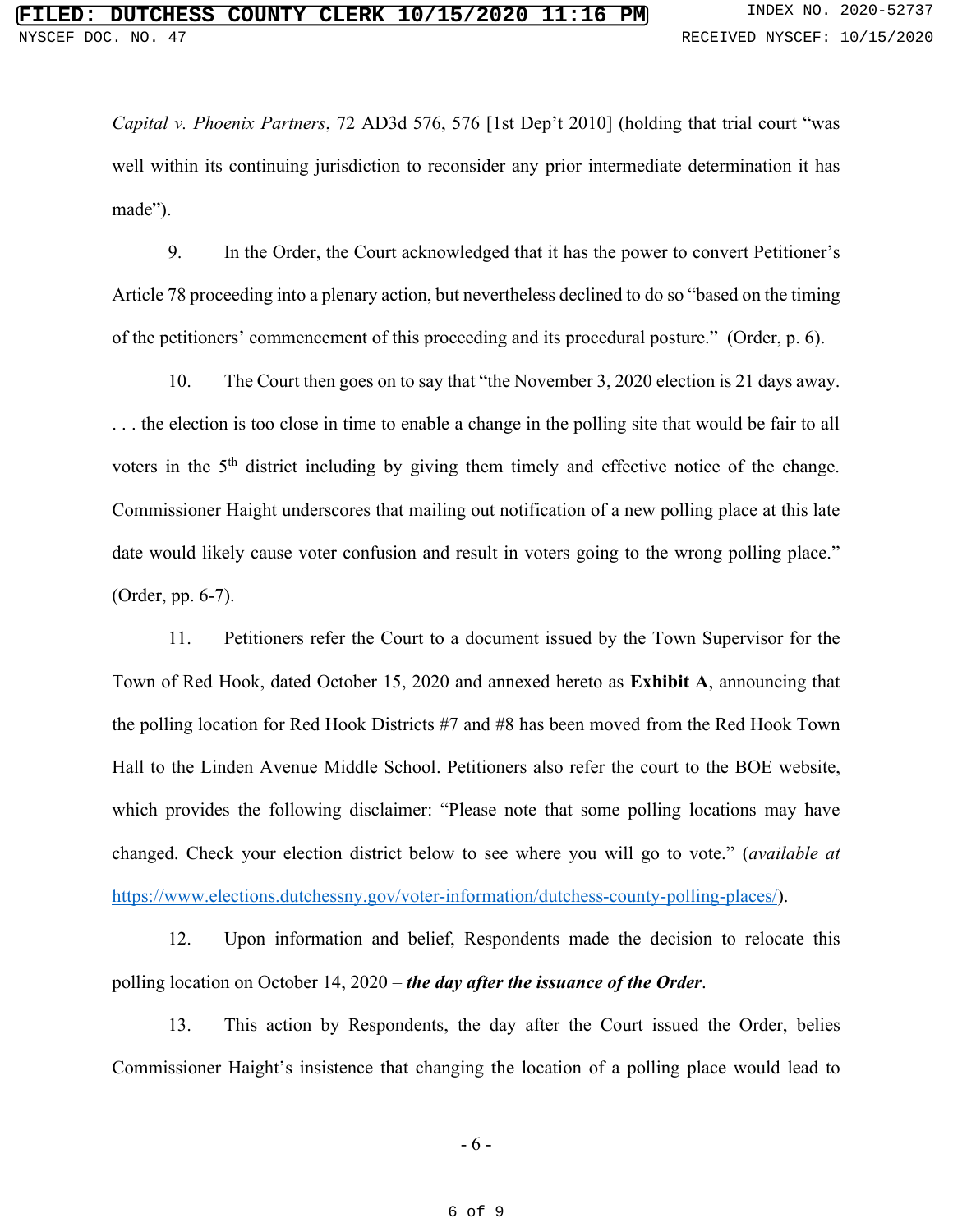*Capital v. Phoenix Partners*, 72 AD3d 576, 576 [1st Dep't 2010] (holding that trial court "was well within its continuing jurisdiction to reconsider any prior intermediate determination it has made").

9. In the Order, the Court acknowledged that it has the power to convert Petitioner's Article 78 proceeding into a plenary action, but nevertheless declined to do so "based on the timing of the petitioners' commencement of this proceeding and its procedural posture." (Order, p. 6).

10. The Court then goes on to say that "the November 3, 2020 election is 21 days away. . . . the election is too close in time to enable a change in the polling site that would be fair to all voters in the 5th district including by giving them timely and effective notice of the change. Commissioner Haight underscores that mailing out notification of a new polling place at this late date would likely cause voter confusion and result in voters going to the wrong polling place." (Order, pp. 6-7).

11. Petitioners refer the Court to a document issued by the Town Supervisor for the Town of Red Hook, dated October 15, 2020 and annexed hereto as **Exhibit A**, announcing that the polling location for Red Hook Districts #7 and #8 has been moved from the Red Hook Town Hall to the Linden Avenue Middle School. Petitioners also refer the court to the BOE website, which provides the following disclaimer: "Please note that some polling locations may have changed. Check your election district below to see where you will go to vote." (*available at* https://www.elections.dutchessny.gov/voter-information/dutchess-county-polling-places/).

12. Upon information and belief, Respondents made the decision to relocate this polling location on October 14, 2020 – ***the day after the issuance of the Order***.

13. This action by Respondents, the day after the Court issued the Order, belies Commissioner Haight's insistence that changing the location of a polling place would lead to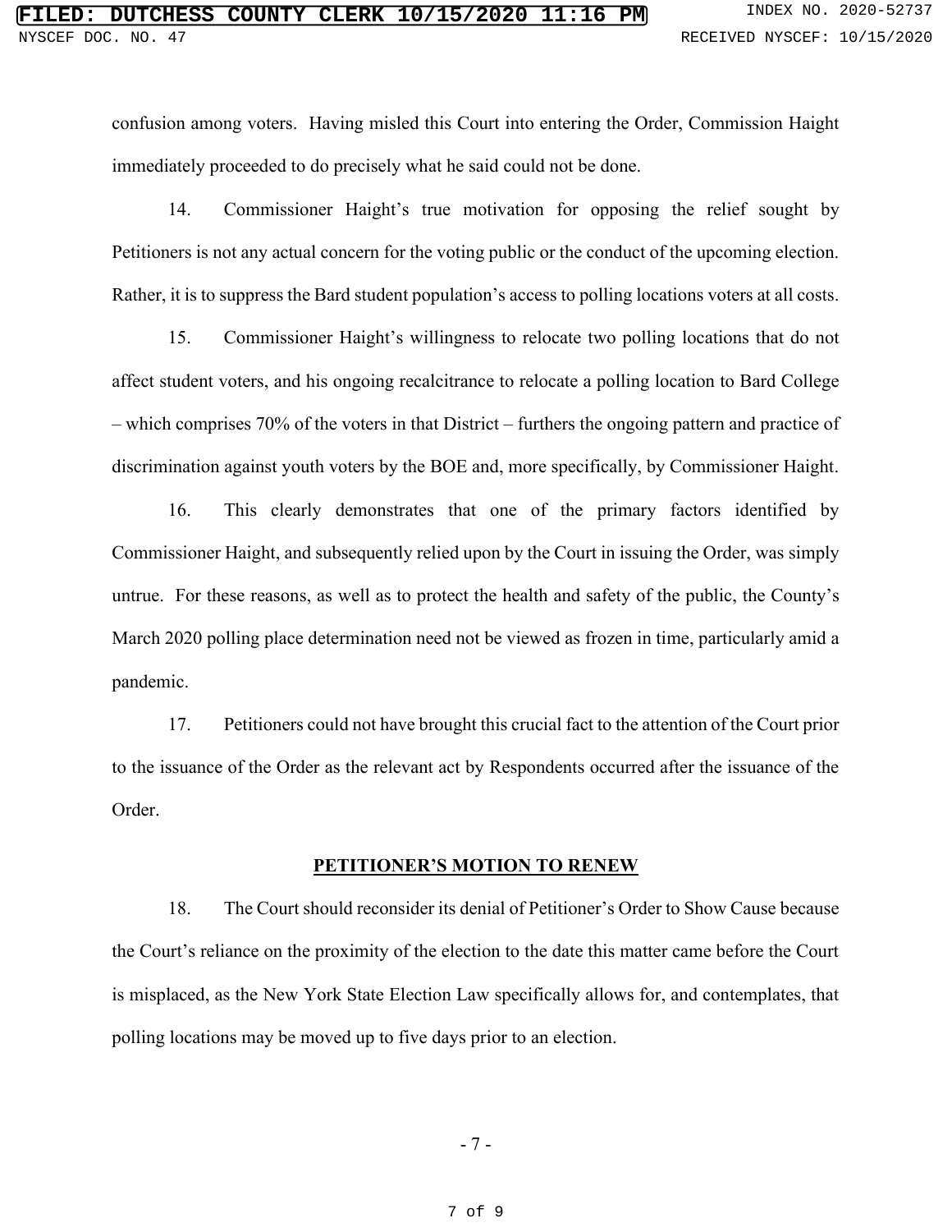confusion among voters. Having misled this Court into entering the Order, Commission Haight immediately proceeded to do precisely what he said could not be done.

14. Commissioner Haight's true motivation for opposing the relief sought by Petitioners is not any actual concern for the voting public or the conduct of the upcoming election. Rather, it is to suppress the Bard student population's access to polling locations voters at all costs.

15. Commissioner Haight's willingness to relocate two polling locations that do not affect student voters, and his ongoing recalcitrance to relocate a polling location to Bard College – which comprises 70% of the voters in that District – furthers the ongoing pattern and practice of discrimination against youth voters by the BOE and, more specifically, by Commissioner Haight.

16. This clearly demonstrates that one of the primary factors identified by Commissioner Haight, and subsequently relied upon by the Court in issuing the Order, was simply untrue. For these reasons, as well as to protect the health and safety of the public, the County's March 2020 polling place determination need not be viewed as frozen in time, particularly amid a pandemic.

17. Petitioners could not have brought this crucial fact to the attention of the Court prior to the issuance of the Order as the relevant act by Respondents occurred after the issuance of the Order.

## PETITIONER'S MOTION TO RENEW

18. The Court should reconsider its denial of Petitioner's Order to Show Cause because the Court's reliance on the proximity of the election to the date this matter came before the Court is misplaced, as the New York State Election Law specifically allows for, and contemplates, that polling locations may be moved up to five days prior to an election.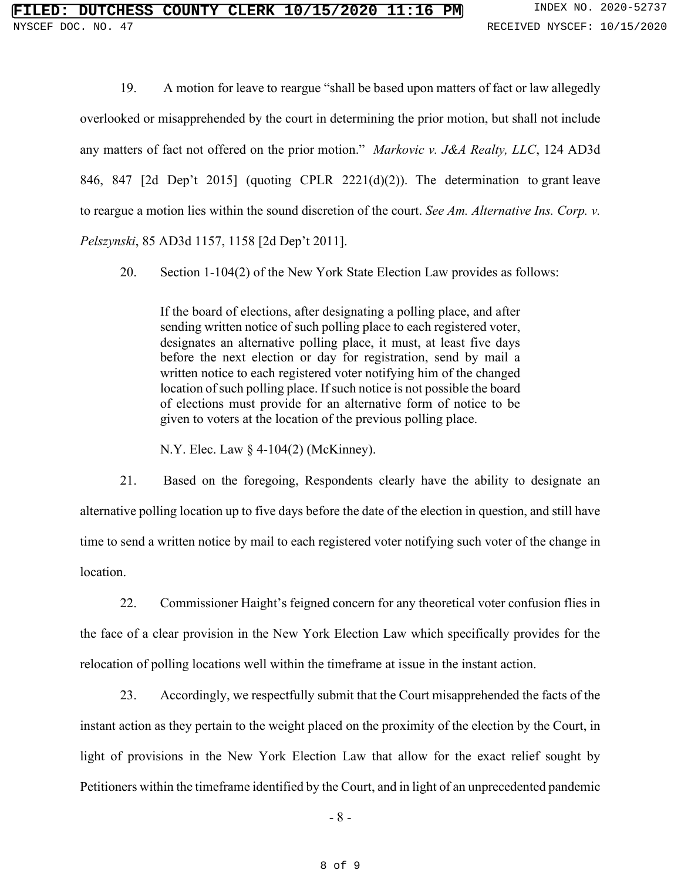19. A motion for leave to reargue "shall be based upon matters of fact or law allegedly overlooked or misapprehended by the court in determining the prior motion, but shall not include any matters of fact not offered on the prior motion." *Markovic v. J&A Realty, LLC*, 124 AD3d 846, 847 [2d Dep't 2015] (quoting CPLR 2221(d)(2)). The determination to grant leave to reargue a motion lies within the sound discretion of the court. *See Am. Alternative Ins. Corp. v. Pelszynski*, 85 AD3d 1157, 1158 [2d Dep't 2011].

20. Section 1-104(2) of the New York State Election Law provides as follows:

> If the board of elections, after designating a polling place, and after sending written notice of such polling place to each registered voter, designates an alternative polling place, it must, at least five days before the next election or day for registration, send by mail a written notice to each registered voter notifying him of the changed location of such polling place. If such notice is not possible the board of elections must provide for an alternative form of notice to be given to voters at the location of the previous polling place.
>
> N.Y. Elec. Law § 4-104(2) (McKinney).

21. Based on the foregoing, Respondents clearly have the ability to designate an alternative polling location up to five days before the date of the election in question, and still have time to send a written notice by mail to each registered voter notifying such voter of the change in location.

22. Commissioner Haight's feigned concern for any theoretical voter confusion flies in the face of a clear provision in the New York Election Law which specifically provides for the relocation of polling locations well within the timeframe at issue in the instant action.

23. Accordingly, we respectfully submit that the Court misapprehended the facts of the instant action as they pertain to the weight placed on the proximity of the election by the Court, in light of provisions in the New York Election Law that allow for the exact relief sought by Petitioners within the timeframe identified by the Court, and in light of an unprecedented pandemic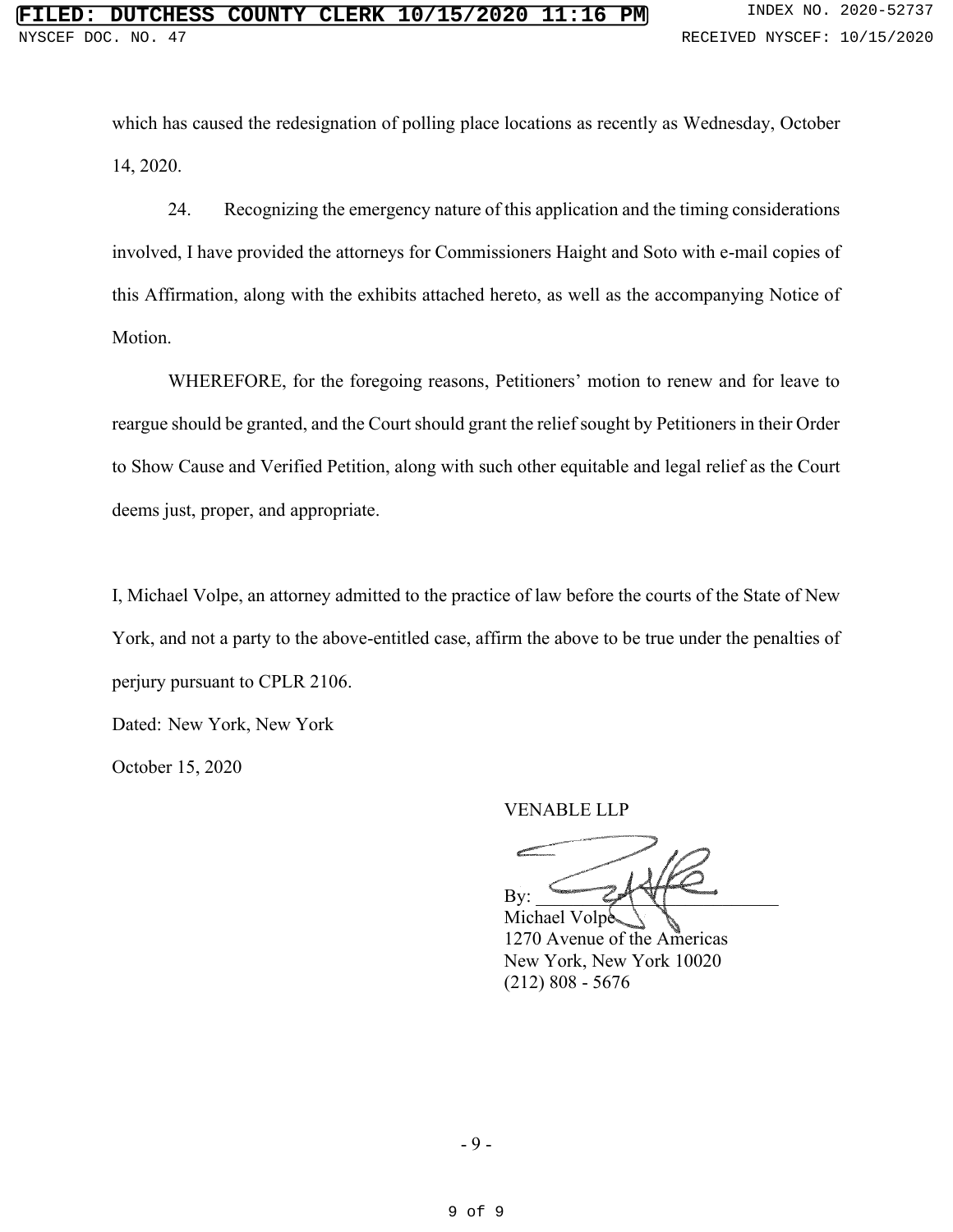which has caused the redesignation of polling place locations as recently as Wednesday, October 14, 2020.

24. Recognizing the emergency nature of this application and the timing considerations involved, I have provided the attorneys for Commissioners Haight and Soto with e-mail copies of this Affirmation, along with the exhibits attached hereto, as well as the accompanying Notice of Motion.

WHEREFORE, for the foregoing reasons, Petitioners' motion to renew and for leave to reargue should be granted, and the Court should grant the relief sought by Petitioners in their Order to Show Cause and Verified Petition, along with such other equitable and legal relief as the Court deems just, proper, and appropriate.

I, Michael Volpe, an attorney admitted to the practice of law before the courts of the State of New York, and not a party to the above-entitled case, affirm the above to be true under the penalties of perjury pursuant to CPLR 2106.

Dated: New York, New York

October 15, 2020

VENABLE LLP

By: ____________________________

Michael Volpe
1270 Avenue of the Americas
New York, New York 10020
(212) 808 - 5676